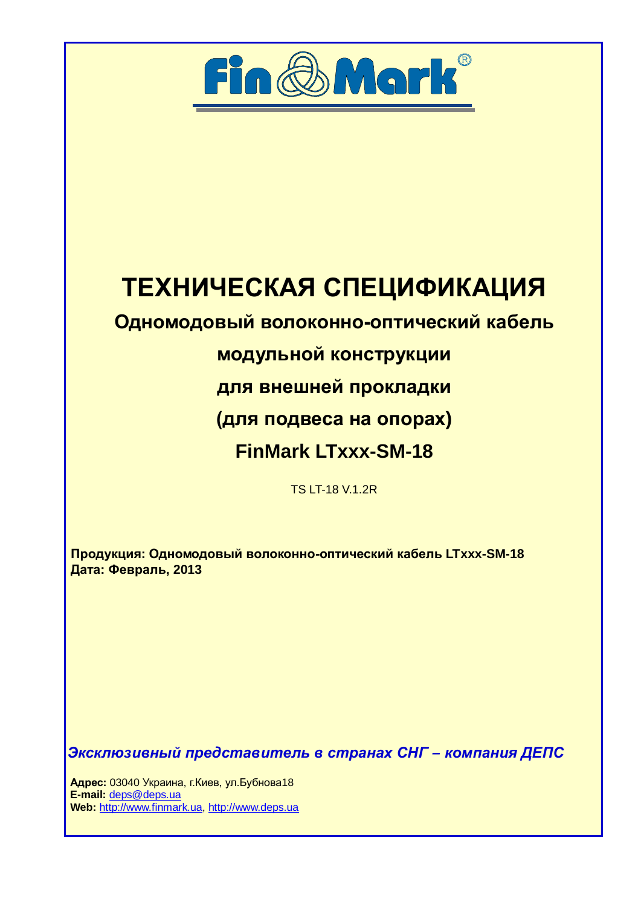Fin Mark®

# ТЕХНИЧЕСКАЯ СПЕЦИФИКАЦИЯ

## Одномодовый волоконно-оптический кабель

## модульной конструкции

## для внешней прокладки

## (для подвеса на опорах)

## FinMark LTxxx-SM-18

TS LT-18 V.1.2R

**Продукция: Одномодовый волоконно-оптический кабель LTxxx-SM-18**
**Дата: Февраль, 2013**

***Эксклюзивный представитель в странах СНГ – компания ДЕПС***

**Адрес:** 03040 Украина, г.Киев, ул.Бубнова18
**E-mail:** deps@deps.ua
**Web:** http://www.finmark.ua, http://www.deps.ua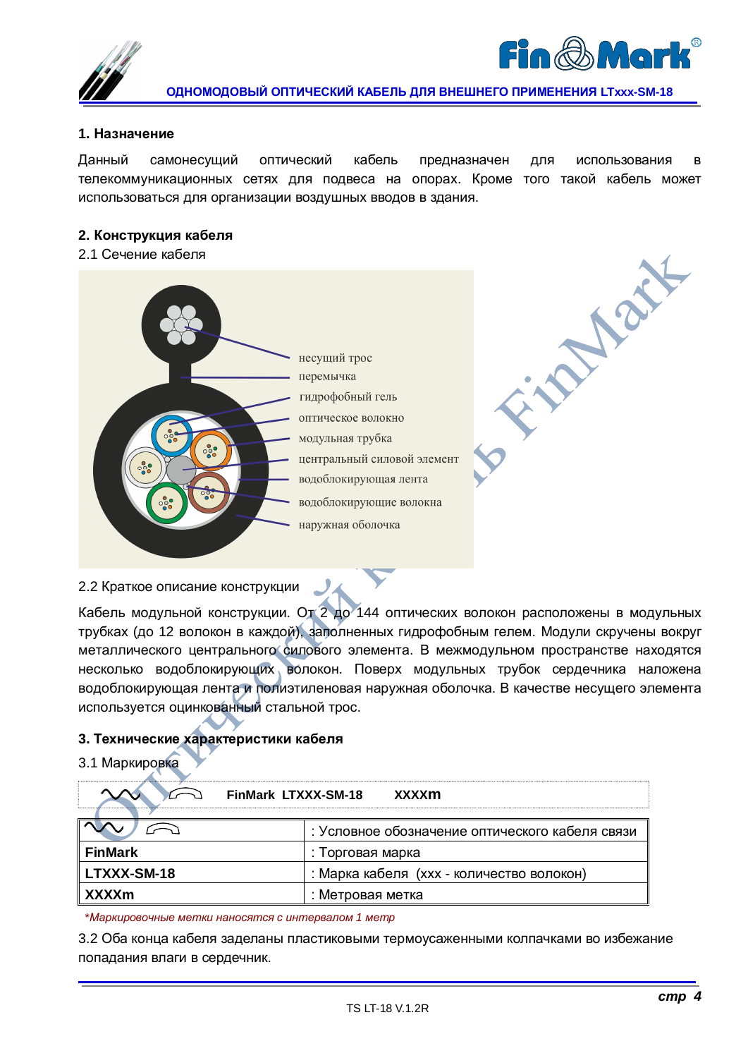## 1. Назначение

Данный самонесущий оптический кабель предназначен для использования в телекоммуникационных сетях для подвеса на опорах. Кроме того такой кабель может использоваться для организации воздушных вводов в здания.

## 2. Конструкция кабеля

2.1 Сечение кабеля

несущий трос
перемычка
гидрофобный гель
оптическое волокно
модульная трубка
центральный силовой элемент
водоблокирующая лента
водоблокирующие волокна
наружная оболочка

2.2 Краткое описание конструкции

Кабель модульной конструкции. От 2 до 144 оптических волокон расположены в модульных трубках (до 12 волокон в каждой), заполненных гидрофобным гелем. Модули скручены вокруг металлического центрального силового элемента. В межмодульном пространстве находятся несколько водоблокирующих волокон. Поверх модульных трубок сердечника наложена водоблокирующая лента и полиэтиленовая наружная оболочка. В качестве несущего элемента используется оцинкованный стальной трос.

## 3. Технические характеристики кабеля

3.1 Маркировка

**FinMark LTXXX-SM-18 XXXXm**

| | |
|---|---|
| | : Условное обозначение оптического кабеля связи |
| **FinMark** | : Торговая марка |
| **LTXXX-SM-18** | : Марка кабеля (xxx - количество волокон) |
| **XXXXm** | : Метровая метка |

*\*Маркировочные метки наносятся с интервалом 1 метр*

3.2 Оба конца кабеля заделаны пластиковыми термоусаженными колпачками во избежание попадания влаги в сердечник.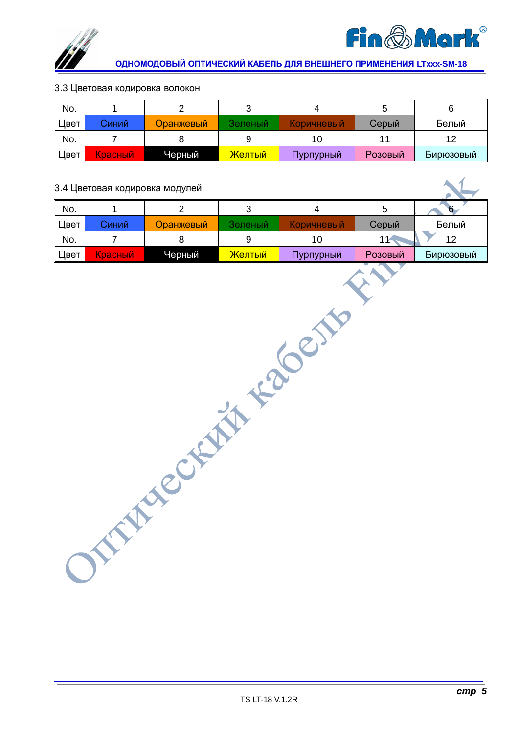### 3.3 Цветовая кодировка волокон

| No. | 1 | 2 | 3 | 4 | 5 | 6 |
|---|---|---|---|---|---|---|
| Цвет | Синий | Оранжевый | Зеленый | Коричневый | Серый | Белый |
| No. | 7 | 8 | 9 | 10 | 11 | 12 |
| Цвет | Красный | Черный | Желтый | Пурпурный | Розовый | Бирюзовый |

### 3.4 Цветовая кодировка модулей

| No. | 1 | 2 | 3 | 4 | 5 | 6 |
|---|---|---|---|---|---|---|
| Цвет | Синий | Оранжевый | Зеленый | Коричневый | Серый | Белый |
| No. | 7 | 8 | 9 | 10 | 11 | 12 |
| Цвет | Красный | Черный | Желтый | Пурпурный | Розовый | Бирюзовый |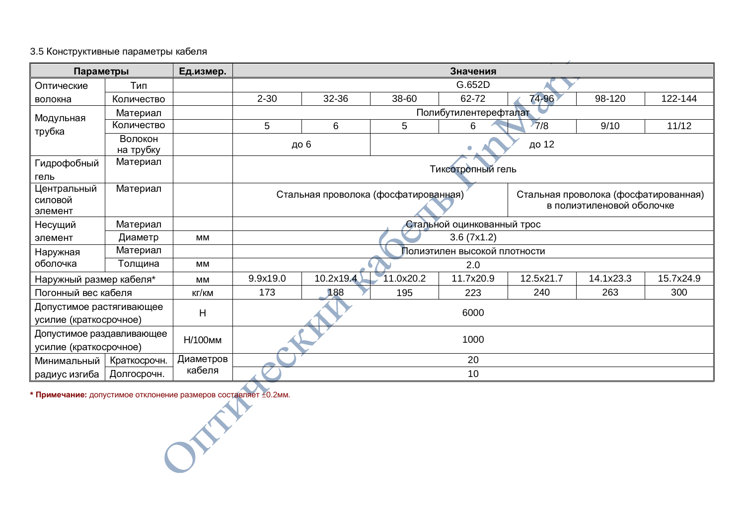3.5 Конструктивные параметры кабеля

| Параметры | | Ед.измер. | Значения | | | | | | |
|---|---|---|---|---|---|---|---|---|---|
| Оптические волокна | Тип | | G.652D | | | | | | |
| | Количество | | 2-30 | 32-36 | 38-60 | 62-72 | 74-96 | 98-120 | 122-144 |
| Модульная трубка | Материал | | Полибутилентерефталат | | | | | | |
| | Количество | | 5 | 6 | 5 | 6 | 7/8 | 9/10 | 11/12 |
| | Волокон на трубку | | до 6 | | до 12 | | | | |
| Гидрофобный гель | Материал | | Тиксотропный гель | | | | | | |
| Центральный силовой элемент | Материал | | Стальная проволока (фосфатированная) | | | | Стальная проволока (фосфатированная) в полиэтиленовой оболочке | | |
| Несущий элемент | Материал | | Стальной оцинкованный трос | | | | | | |
| | Диаметр | мм | 3.6 (7x1.2) | | | | | | |
| Наружная оболочка | Материал | | Полиэтилен высокой плотности | | | | | | |
| | Толщина | мм | 2.0 | | | | | | |
| Наружный размер кабеля* | | мм | 9.9x19.0 | 10.2x19.4 | 11.0x20.2 | 11.7x20.9 | 12.5x21.7 | 14.1x23.3 | 15.7x24.9 |
| Погонный вес кабеля | | кг/км | 173 | 188 | 195 | 223 | 240 | 263 | 300 |
| Допустимое растягивающее усилие (краткосрочное) | | Н | 6000 | | | | | | |
| Допустимое раздавливающее усилие (краткосрочное) | | Н/100мм | 1000 | | | | | | |
| Минимальный радиус изгиба | Краткосрочн. | Диаметров кабеля | 20 | | | | | | |
| | Долгосрочн. | | 10 | | | | | | |

**\* Примечание:** допустимое отклонение размеров составляет ±0.2мм.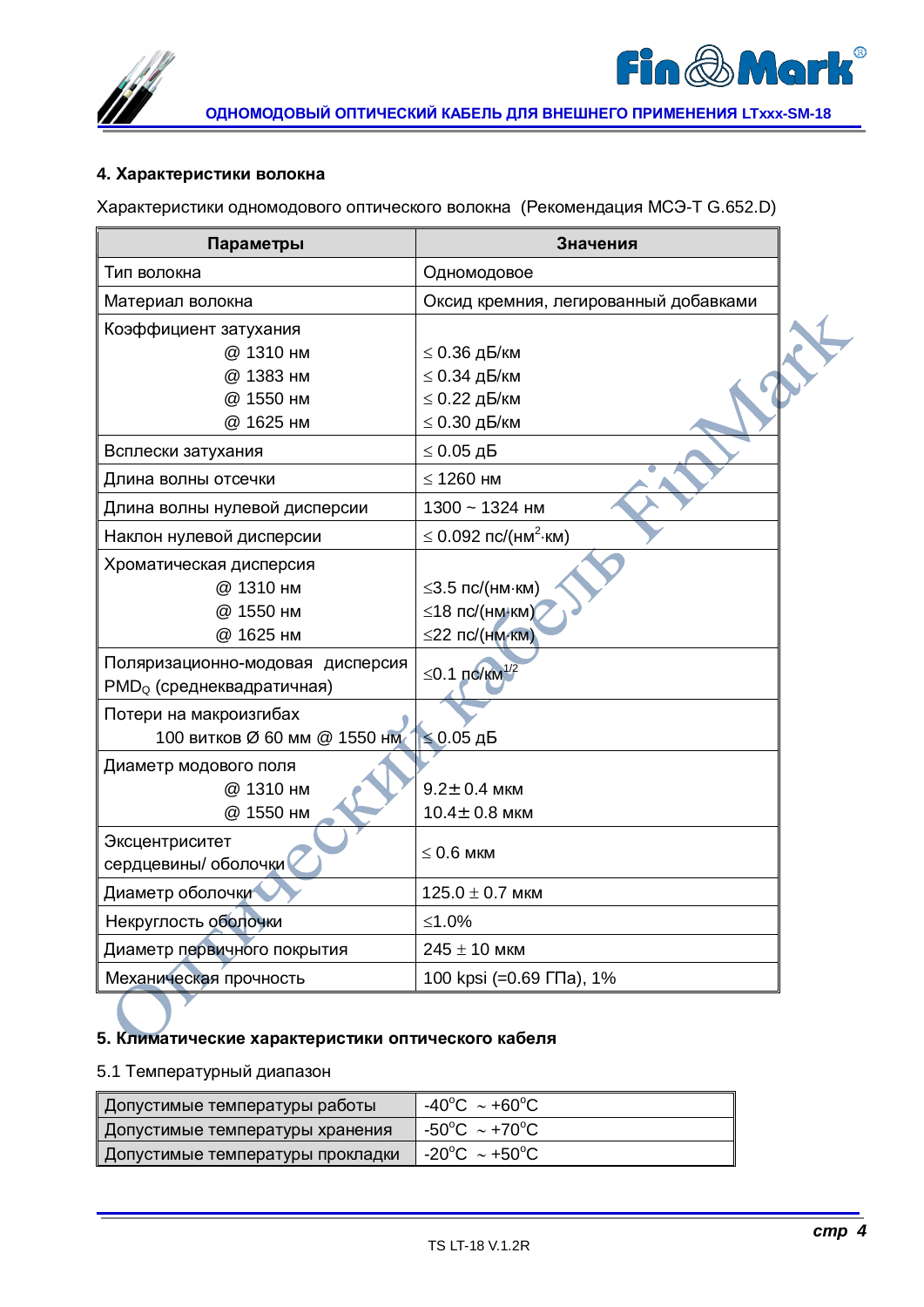### 4. Характеристики волокна

Характеристики одномодового оптического волокна (Рекомендация МСЭ-Т G.652.D)

| Параметры | Значения |
|---|---|
| Тип волокна | Одномодовое |
| Материал волокна | Оксид кремния, легированный добавками |
| Коэффициент затухания<br>@ 1310 нм<br>@ 1383 нм<br>@ 1550 нм<br>@ 1625 нм | <br>≤ 0.36 дБ/км<br>≤ 0.34 дБ/км<br>≤ 0.22 дБ/км<br>≤ 0.30 дБ/км |
| Всплески затухания | ≤ 0.05 дБ |
| Длина волны отсечки | ≤ 1260 нм |
| Длина волны нулевой дисперсии | 1300 ~ 1324 нм |
| Наклон нулевой дисперсии | ≤ 0.092 пс/(нм$^2$·км) |
| Хроматическая дисперсия<br>@ 1310 нм<br>@ 1550 нм<br>@ 1625 нм | <br>≤3.5 пс/(нм·км)<br>≤18 пс/(нм·км)<br>≤22 пс/(нм·км) |
| Поляризационно-модовая дисперсия $PMD_Q$ (среднеквадратичная) | ≤0.1 пс/км$^{1/2}$ |
| Потери на макроизгибах<br>100 витков Ø 60 мм @ 1550 нм | ≤ 0.05 дБ |
| Диаметр модового поля<br>@ 1310 нм<br>@ 1550 нм | <br>9.2± 0.4 мкм<br>10.4± 0.8 мкм |
| Эксцентриситет сердцевины/ оболочки | ≤ 0.6 мкм |
| Диаметр оболочки | 125.0 ± 0.7 мкм |
| Некруглость оболочки | ≤1.0% |
| Диаметр первичного покрытия | 245 ± 10 мкм |
| Механическая прочность | 100 kpsi (=0.69 ГПа), 1% |

### 5. Климатические характеристики оптического кабеля

5.1 Температурный диапазон

| Параметр | Значение |
|---|---|
| Допустимые температуры работы | -40°C ~ +60°C |
| Допустимые температуры хранения | -50°C ~ +70°C |
| Допустимые температуры прокладки | -20°C ~ +50°C |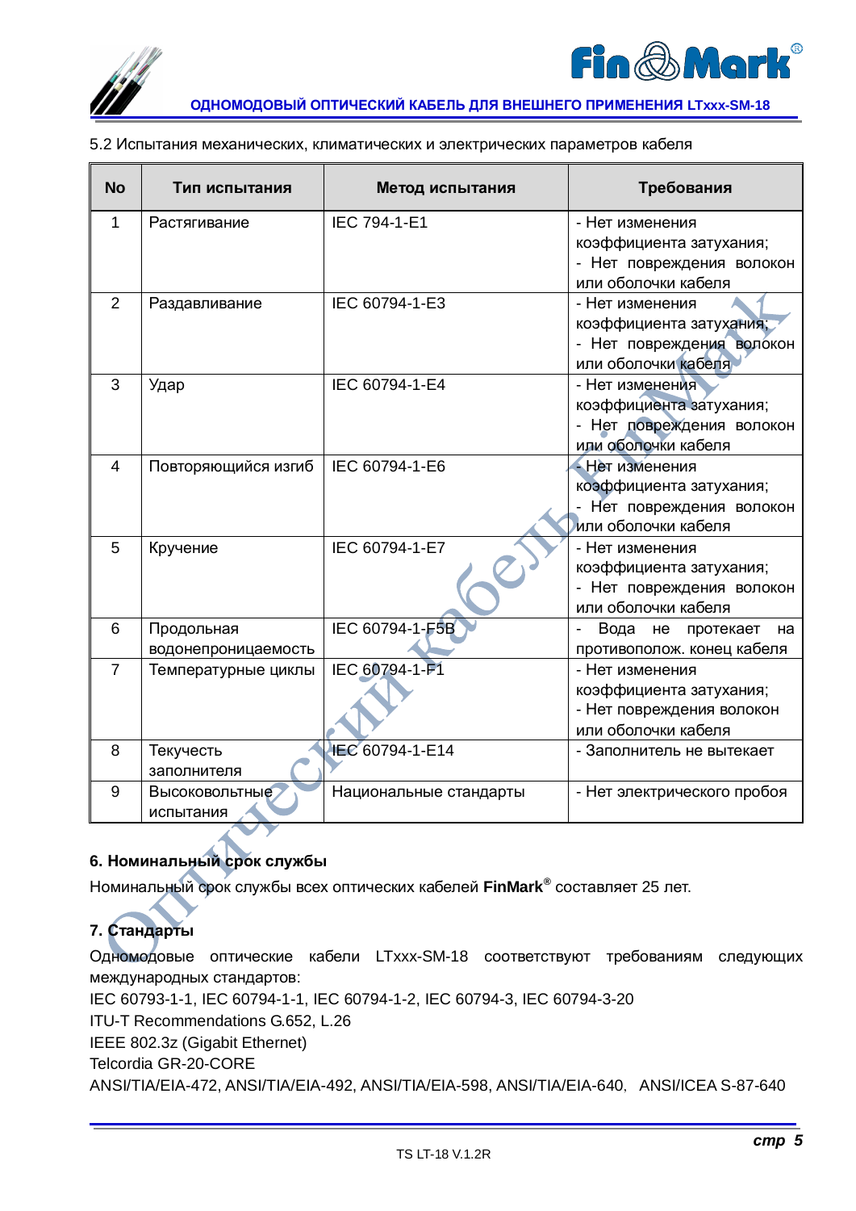5.2 Испытания механических, климатических и электрических параметров кабеля

| No | Тип испытания | Метод испытания | Требования |
|---|---|---|---|
| 1 | Растягивание | IEC 794-1-E1 | - Нет изменения коэффициента затухания;<br>- Нет повреждения волокон или оболочки кабеля |
| 2 | Раздавливание | IEC 60794-1-E3 | - Нет изменения коэффициента затухания;<br>- Нет повреждения волокон или оболочки кабеля |
| 3 | Удар | IEC 60794-1-E4 | - Нет изменения коэффициента затухания;<br>- Нет повреждения волокон или оболочки кабеля |
| 4 | Повторяющийся изгиб | IEC 60794-1-E6 | - Нет изменения коэффициента затухания;<br>- Нет повреждения волокон или оболочки кабеля |
| 5 | Кручение | IEC 60794-1-E7 | - Нет изменения коэффициента затухания;<br>- Нет повреждения волокон или оболочки кабеля |
| 6 | Продольная водонепроницаемость | IEC 60794-1-F5B | - Вода не протекает на противополож. конец кабеля |
| 7 | Температурные циклы | IEC 60794-1-F1 | - Нет изменения коэффициента затухания;<br>- Нет повреждения волокон или оболочки кабеля |
| 8 | Текучесть заполнителя | IEC 60794-1-E14 | - Заполнитель не вытекает |
| 9 | Высоковольтные испытания | Национальные стандарты | - Нет электрического пробоя |

## 6. Номинальный срок службы

Номинальный срок службы всех оптических кабелей **FinMark®** составляет 25 лет.

## 7. Стандарты

Одномодовые оптические кабели LTxxx-SM-18 соответствуют требованиям следующих международных стандартов:

IEC 60793-1-1, IEC 60794-1-1, IEC 60794-1-2, IEC 60794-3, IEC 60794-3-20

ITU-T Recommendations G.652, L.26

IEEE 802.3z (Gigabit Ethernet)

Telcordia GR-20-CORE

ANSI/TIA/EIA-472, ANSI/TIA/EIA-492, ANSI/TIA/EIA-598, ANSI/TIA/EIA-640, ANSI/ICEA S-87-640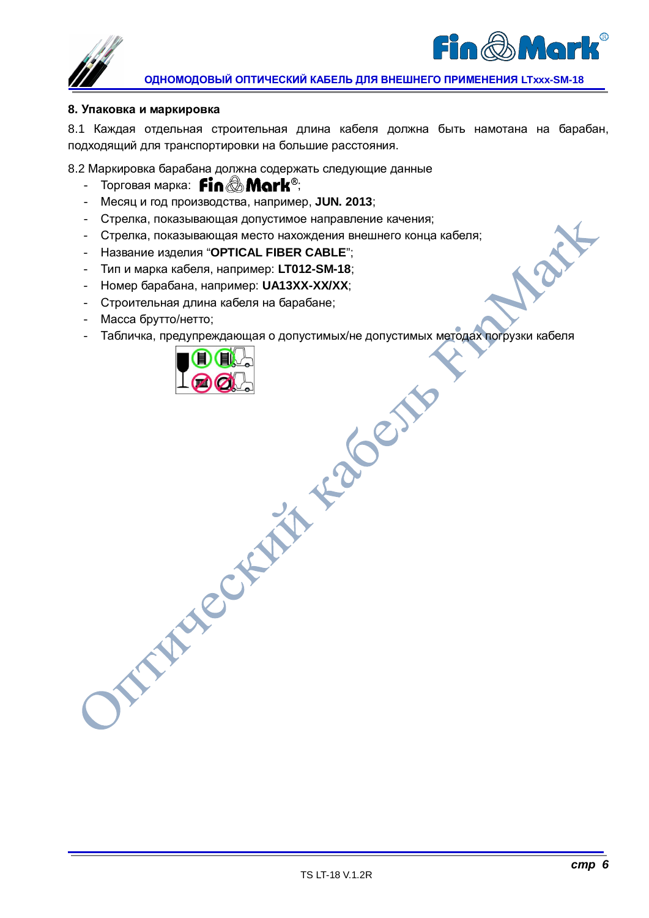## 8. Упаковка и маркировка

8.1 Каждая отдельная строительная длина кабеля должна быть намотана на барабан, подходящий для транспортировки на большие расстояния.

8.2 Маркировка барабана должна содержать следующие данные

- Торговая марка: **FinMark®**;
- Месяц и год производства, например, **JUN. 2013**;
- Стрелка, показывающая допустимое направление качения;
- Стрелка, показывающая место нахождения внешнего конца кабеля;
- Название изделия “**OPTICAL FIBER CABLE**”;
- Тип и марка кабеля, например: **LT012-SM-18**;
- Номер барабана, например: **UA13XX-XX/XX**;
- Строительная длина кабеля на барабане;
- Масса брутто/нетто;
- Табличка, предупреждающая о допустимых/не допустимых методах погрузки кабеля